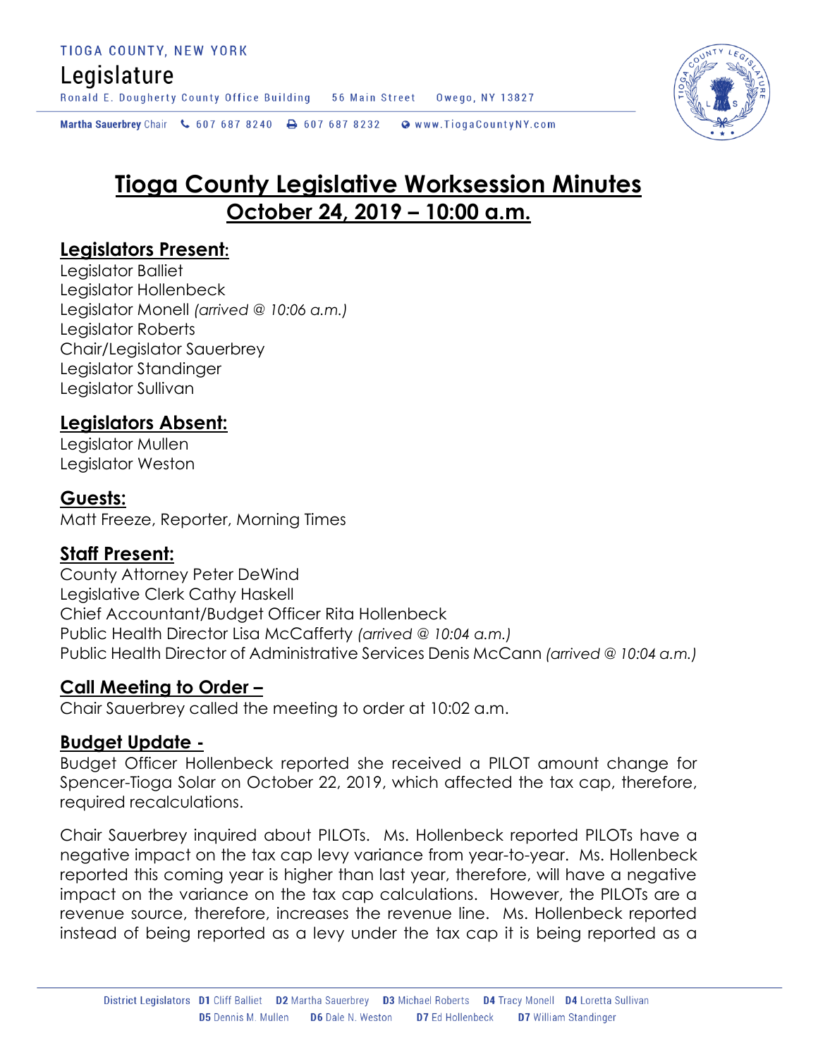TIOGA COUNTY, NEW YORK

Legislature

Ronald E. Dougherty County Office Building 56 Main Street Owego, NY 13827

Martha Sauerbrey Chair 607 687 8240 607 687 8232 www.TiogaCountyNY.com

# Tioga County Legislative Worksession Minutes

## October 24, 2019 – 10:00 a.m.

### Legislators Present:

Legislator Balliet
Legislator Hollenbeck
Legislator Monell *(arrived @ 10:06 a.m.)*
Legislator Roberts
Chair/Legislator Sauerbrey
Legislator Standinger
Legislator Sullivan

### Legislators Absent:

Legislator Mullen
Legislator Weston

### Guests:

Matt Freeze, Reporter, Morning Times

### Staff Present:

County Attorney Peter DeWind
Legislative Clerk Cathy Haskell
Chief Accountant/Budget Officer Rita Hollenbeck
Public Health Director Lisa McCafferty *(arrived @ 10:04 a.m.)*
Public Health Director of Administrative Services Denis McCann *(arrived @ 10:04 a.m.)*

### Call Meeting to Order –

Chair Sauerbrey called the meeting to order at 10:02 a.m.

### Budget Update -

Budget Officer Hollenbeck reported she received a PILOT amount change for Spencer-Tioga Solar on October 22, 2019, which affected the tax cap, therefore, required recalculations.

Chair Sauerbrey inquired about PILOTs. Ms. Hollenbeck reported PILOTs have a negative impact on the tax cap levy variance from year-to-year. Ms. Hollenbeck reported this coming year is higher than last year, therefore, will have a negative impact on the variance on the tax cap calculations. However, the PILOTs are a revenue source, therefore, increases the revenue line. Ms. Hollenbeck reported instead of being reported as a levy under the tax cap it is being reported as a

District Legislators D1 Cliff Balliet D2 Martha Sauerbrey D3 Michael Roberts D4 Tracy Monell D4 Loretta Sullivan D5 Dennis M. Mullen D6 Dale N. Weston D7 Ed Hollenbeck D7 William Standinger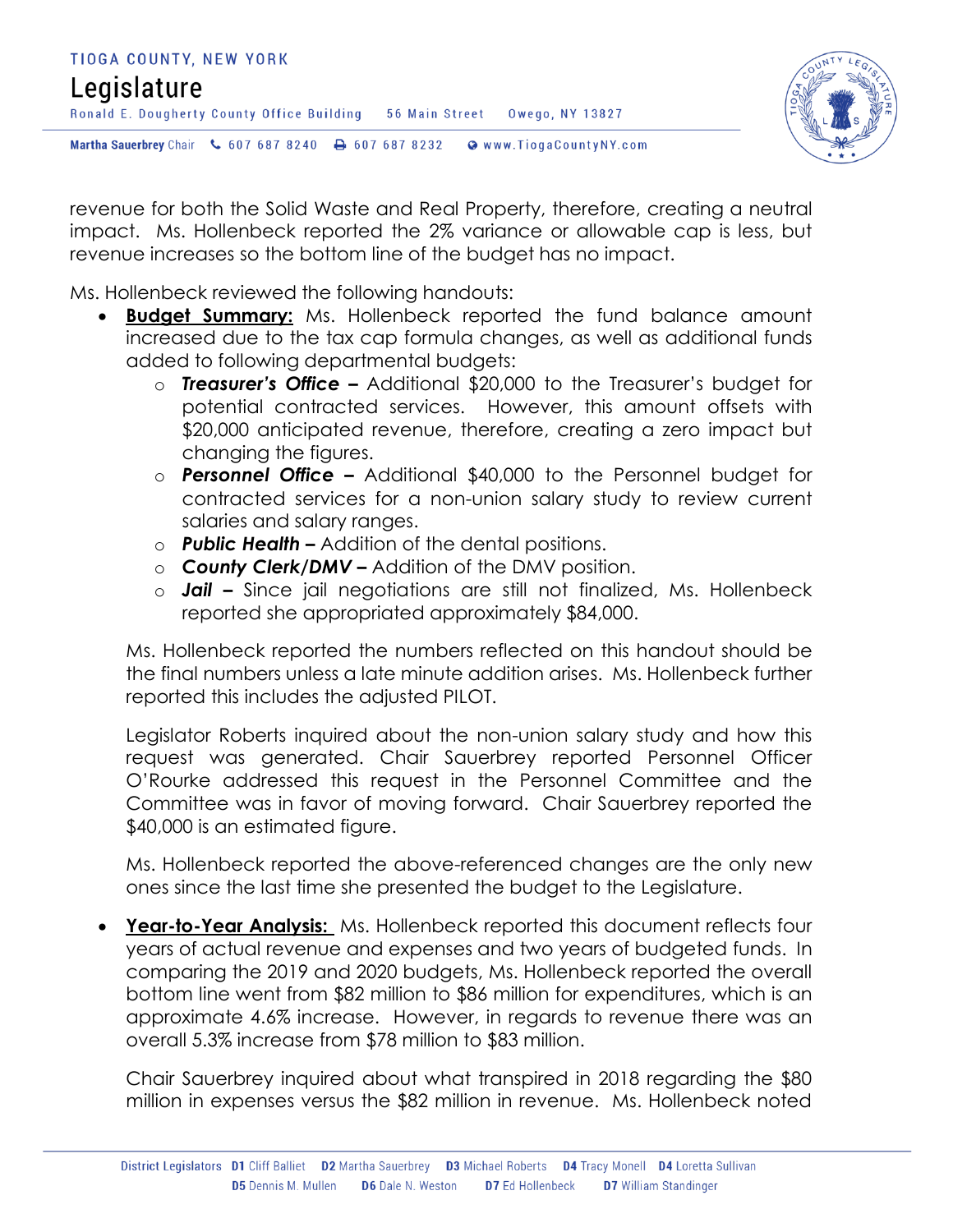revenue for both the Solid Waste and Real Property, therefore, creating a neutral impact. Ms. Hollenbeck reported the 2% variance or allowable cap is less, but revenue increases so the bottom line of the budget has no impact.

Ms. Hollenbeck reviewed the following handouts:

- **Budget Summary:** Ms. Hollenbeck reported the fund balance amount increased due to the tax cap formula changes, as well as additional funds added to following departmental budgets:
  - ***Treasurer's Office –*** Additional $20,000 to the Treasurer's budget for potential contracted services. However, this amount offsets with $20,000 anticipated revenue, therefore, creating a zero impact but changing the figures.
  - ***Personnel Office –*** Additional $40,000 to the Personnel budget for contracted services for a non-union salary study to review current salaries and salary ranges.
  - ***Public Health –*** Addition of the dental positions.
  - ***County Clerk/DMV –*** Addition of the DMV position.
  - ***Jail –*** Since jail negotiations are still not finalized, Ms. Hollenbeck reported she appropriated approximately $84,000.

  Ms. Hollenbeck reported the numbers reflected on this handout should be the final numbers unless a late minute addition arises. Ms. Hollenbeck further reported this includes the adjusted PILOT.

  Legislator Roberts inquired about the non-union salary study and how this request was generated. Chair Sauerbrey reported Personnel Officer O'Rourke addressed this request in the Personnel Committee and the Committee was in favor of moving forward. Chair Sauerbrey reported the $40,000 is an estimated figure.

  Ms. Hollenbeck reported the above-referenced changes are the only new ones since the last time she presented the budget to the Legislature.

- **Year-to-Year Analysis:** Ms. Hollenbeck reported this document reflects four years of actual revenue and expenses and two years of budgeted funds. In comparing the 2019 and 2020 budgets, Ms. Hollenbeck reported the overall bottom line went from $82 million to $86 million for expenditures, which is an approximate 4.6% increase. However, in regards to revenue there was an overall 5.3% increase from $78 million to $83 million.

  Chair Sauerbrey inquired about what transpired in 2018 regarding the $80 million in expenses versus the $82 million in revenue. Ms. Hollenbeck noted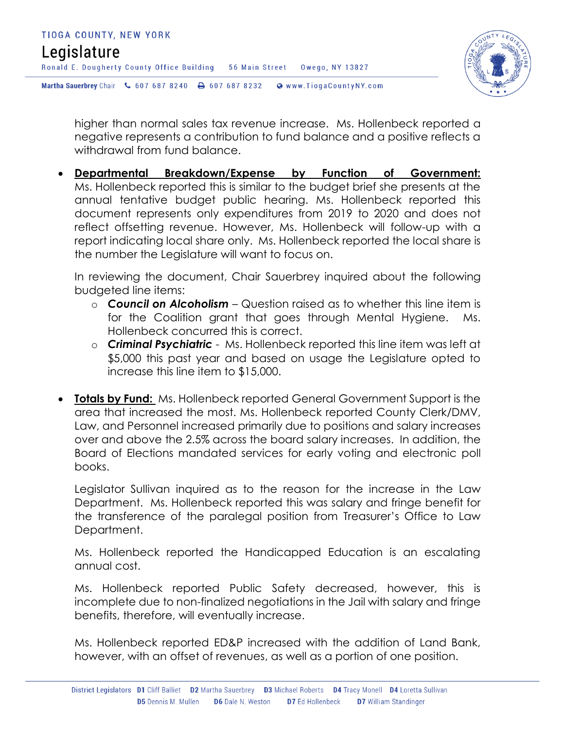higher than normal sales tax revenue increase. Ms. Hollenbeck reported a negative represents a contribution to fund balance and a positive reflects a withdrawal from fund balance.

- **Departmental Breakdown/Expense by Function of Government:** Ms. Hollenbeck reported this is similar to the budget brief she presents at the annual tentative budget public hearing. Ms. Hollenbeck reported this document represents only expenditures from 2019 to 2020 and does not reflect offsetting revenue. However, Ms. Hollenbeck will follow-up with a report indicating local share only. Ms. Hollenbeck reported the local share is the number the Legislature will want to focus on.

  In reviewing the document, Chair Sauerbrey inquired about the following budgeted line items:
  - ***Council on Alcoholism*** – Question raised as to whether this line item is for the Coalition grant that goes through Mental Hygiene. Ms. Hollenbeck concurred this is correct.
  - ***Criminal Psychiatric*** - Ms. Hollenbeck reported this line item was left at $5,000 this past year and based on usage the Legislature opted to increase this line item to $15,000.

- **Totals by Fund:** Ms. Hollenbeck reported General Government Support is the area that increased the most. Ms. Hollenbeck reported County Clerk/DMV, Law, and Personnel increased primarily due to positions and salary increases over and above the 2.5% across the board salary increases. In addition, the Board of Elections mandated services for early voting and electronic poll books.

  Legislator Sullivan inquired as to the reason for the increase in the Law Department. Ms. Hollenbeck reported this was salary and fringe benefit for the transference of the paralegal position from Treasurer's Office to Law Department.

  Ms. Hollenbeck reported the Handicapped Education is an escalating annual cost.

  Ms. Hollenbeck reported Public Safety decreased, however, this is incomplete due to non-finalized negotiations in the Jail with salary and fringe benefits, therefore, will eventually increase.

  Ms. Hollenbeck reported ED&P increased with the addition of Land Bank, however, with an offset of revenues, as well as a portion of one position.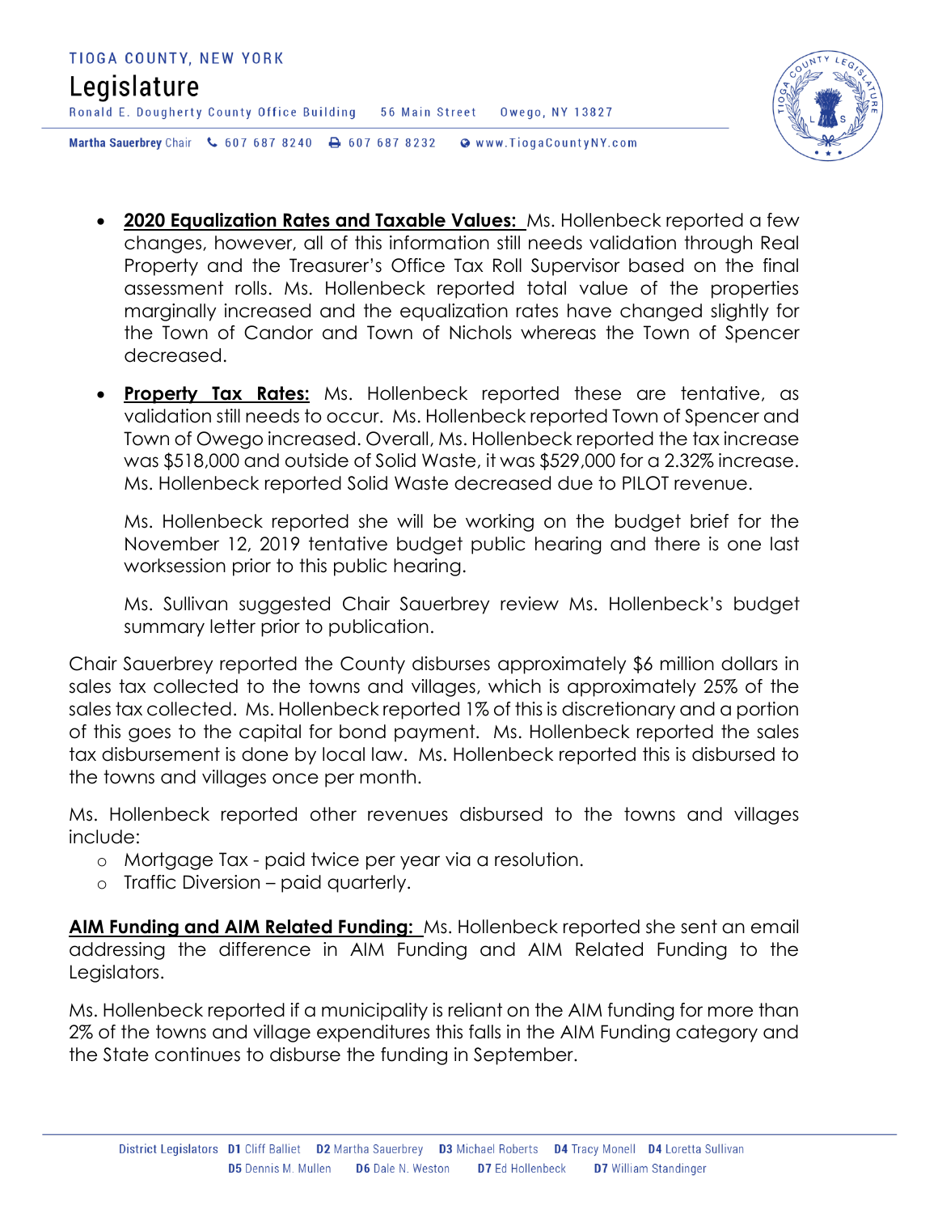- **2020 Equalization Rates and Taxable Values:** Ms. Hollenbeck reported a few changes, however, all of this information still needs validation through Real Property and the Treasurer's Office Tax Roll Supervisor based on the final assessment rolls. Ms. Hollenbeck reported total value of the properties marginally increased and the equalization rates have changed slightly for the Town of Candor and Town of Nichols whereas the Town of Spencer decreased.

- **Property Tax Rates:** Ms. Hollenbeck reported these are tentative, as validation still needs to occur. Ms. Hollenbeck reported Town of Spencer and Town of Owego increased. Overall, Ms. Hollenbeck reported the tax increase was $518,000 and outside of Solid Waste, it was $529,000 for a 2.32% increase. Ms. Hollenbeck reported Solid Waste decreased due to PILOT revenue.

  Ms. Hollenbeck reported she will be working on the budget brief for the November 12, 2019 tentative budget public hearing and there is one last worksession prior to this public hearing.

  Ms. Sullivan suggested Chair Sauerbrey review Ms. Hollenbeck's budget summary letter prior to publication.

Chair Sauerbrey reported the County disburses approximately $6 million dollars in sales tax collected to the towns and villages, which is approximately 25% of the sales tax collected. Ms. Hollenbeck reported 1% of this is discretionary and a portion of this goes to the capital for bond payment. Ms. Hollenbeck reported the sales tax disbursement is done by local law. Ms. Hollenbeck reported this is disbursed to the towns and villages once per month.

Ms. Hollenbeck reported other revenues disbursed to the towns and villages include:

- Mortgage Tax - paid twice per year via a resolution.
- Traffic Diversion – paid quarterly.

**AIM Funding and AIM Related Funding:** Ms. Hollenbeck reported she sent an email addressing the difference in AIM Funding and AIM Related Funding to the Legislators.

Ms. Hollenbeck reported if a municipality is reliant on the AIM funding for more than 2% of the towns and village expenditures this falls in the AIM Funding category and the State continues to disburse the funding in September.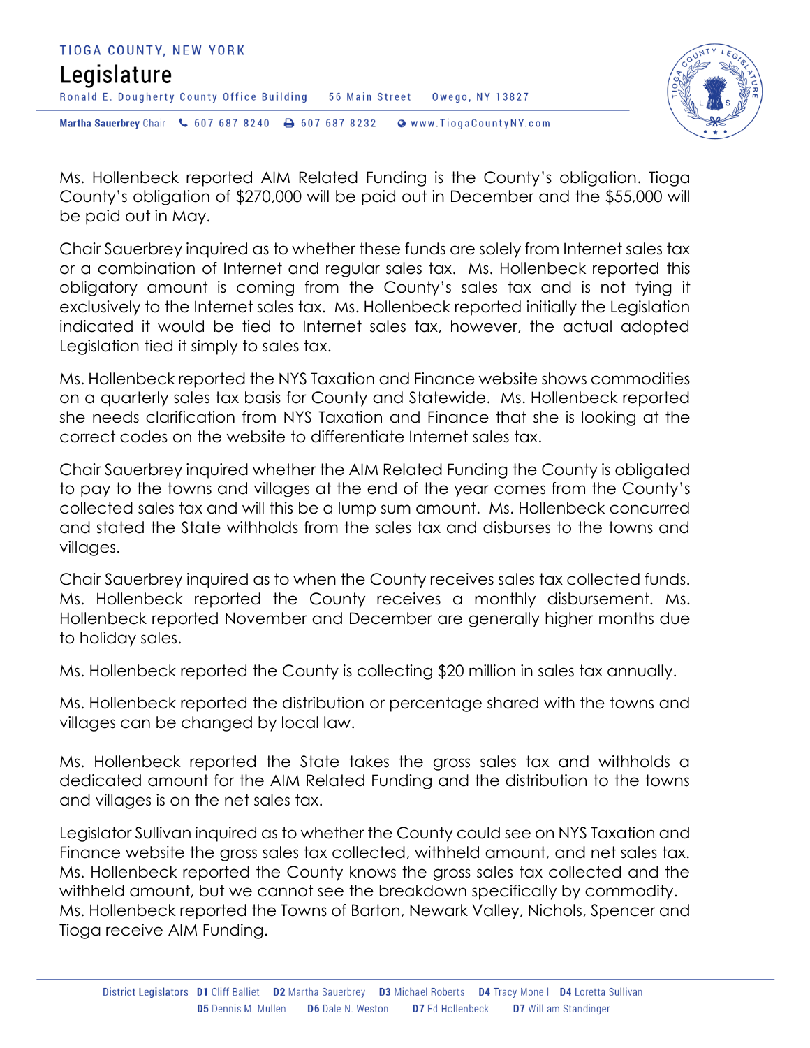Ms. Hollenbeck reported AIM Related Funding is the County's obligation. Tioga County's obligation of $270,000 will be paid out in December and the $55,000 will be paid out in May.

Chair Sauerbrey inquired as to whether these funds are solely from Internet sales tax or a combination of Internet and regular sales tax. Ms. Hollenbeck reported this obligatory amount is coming from the County's sales tax and is not tying it exclusively to the Internet sales tax. Ms. Hollenbeck reported initially the Legislation indicated it would be tied to Internet sales tax, however, the actual adopted Legislation tied it simply to sales tax.

Ms. Hollenbeck reported the NYS Taxation and Finance website shows commodities on a quarterly sales tax basis for County and Statewide. Ms. Hollenbeck reported she needs clarification from NYS Taxation and Finance that she is looking at the correct codes on the website to differentiate Internet sales tax.

Chair Sauerbrey inquired whether the AIM Related Funding the County is obligated to pay to the towns and villages at the end of the year comes from the County's collected sales tax and will this be a lump sum amount. Ms. Hollenbeck concurred and stated the State withholds from the sales tax and disburses to the towns and villages.

Chair Sauerbrey inquired as to when the County receives sales tax collected funds. Ms. Hollenbeck reported the County receives a monthly disbursement. Ms. Hollenbeck reported November and December are generally higher months due to holiday sales.

Ms. Hollenbeck reported the County is collecting $20 million in sales tax annually.

Ms. Hollenbeck reported the distribution or percentage shared with the towns and villages can be changed by local law.

Ms. Hollenbeck reported the State takes the gross sales tax and withholds a dedicated amount for the AIM Related Funding and the distribution to the towns and villages is on the net sales tax.

Legislator Sullivan inquired as to whether the County could see on NYS Taxation and Finance website the gross sales tax collected, withheld amount, and net sales tax. Ms. Hollenbeck reported the County knows the gross sales tax collected and the withheld amount, but we cannot see the breakdown specifically by commodity. Ms. Hollenbeck reported the Towns of Barton, Newark Valley, Nichols, Spencer and Tioga receive AIM Funding.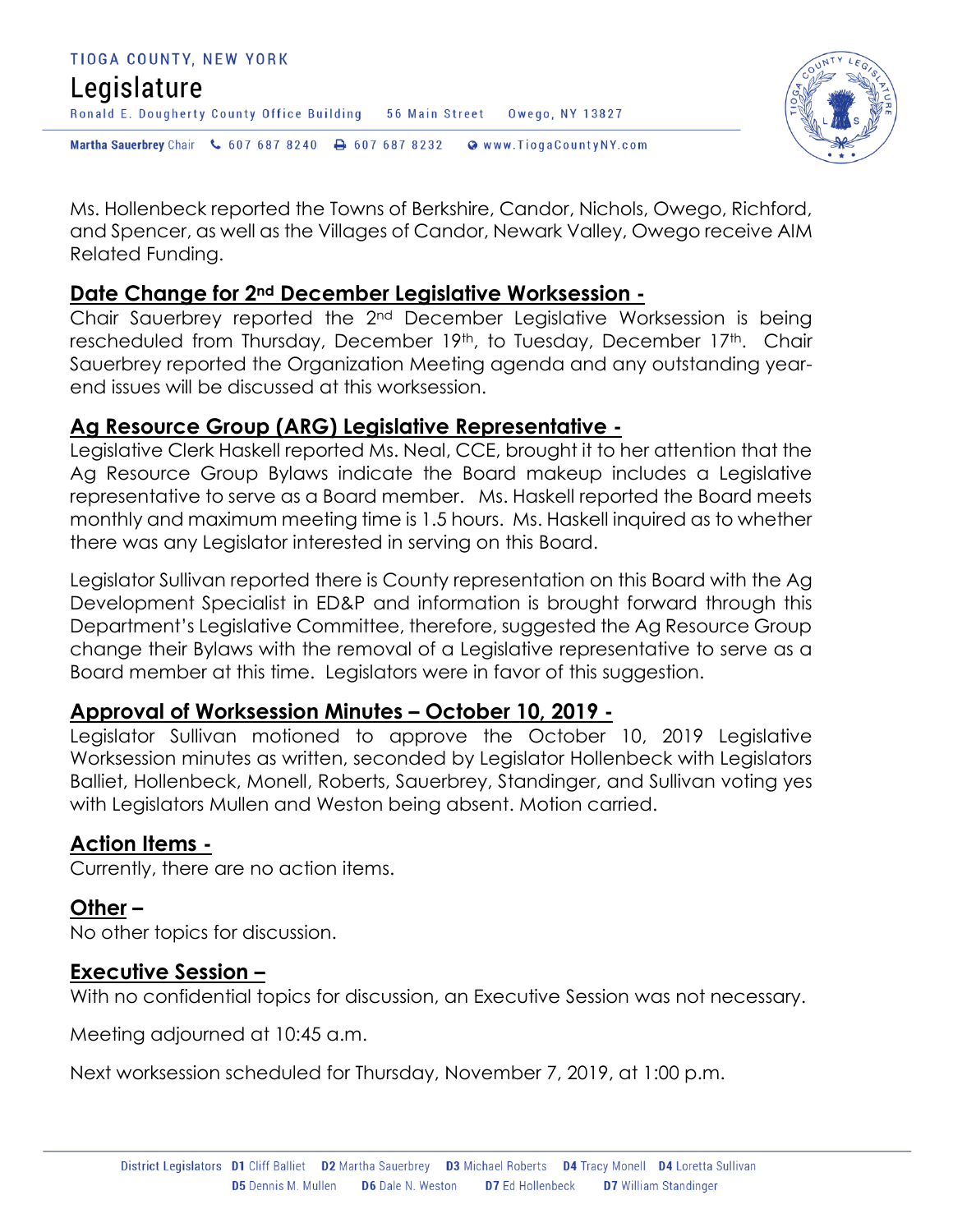Ms. Hollenbeck reported the Towns of Berkshire, Candor, Nichols, Owego, Richford, and Spencer, as well as the Villages of Candor, Newark Valley, Owego receive AIM Related Funding.

## Date Change for 2nd December Legislative Worksession -

Chair Sauerbrey reported the 2nd December Legislative Worksession is being rescheduled from Thursday, December 19th, to Tuesday, December 17th. Chair Sauerbrey reported the Organization Meeting agenda and any outstanding year-end issues will be discussed at this worksession.

## Ag Resource Group (ARG) Legislative Representative -

Legislative Clerk Haskell reported Ms. Neal, CCE, brought it to her attention that the Ag Resource Group Bylaws indicate the Board makeup includes a Legislative representative to serve as a Board member. Ms. Haskell reported the Board meets monthly and maximum meeting time is 1.5 hours. Ms. Haskell inquired as to whether there was any Legislator interested in serving on this Board.

Legislator Sullivan reported there is County representation on this Board with the Ag Development Specialist in ED&P and information is brought forward through this Department's Legislative Committee, therefore, suggested the Ag Resource Group change their Bylaws with the removal of a Legislative representative to serve as a Board member at this time. Legislators were in favor of this suggestion.

## Approval of Worksession Minutes – October 10, 2019 -

Legislator Sullivan motioned to approve the October 10, 2019 Legislative Worksession minutes as written, seconded by Legislator Hollenbeck with Legislators Balliet, Hollenbeck, Monell, Roberts, Sauerbrey, Standinger, and Sullivan voting yes with Legislators Mullen and Weston being absent. Motion carried.

## Action Items -

Currently, there are no action items.

## Other –

No other topics for discussion.

## Executive Session –

With no confidential topics for discussion, an Executive Session was not necessary.

Meeting adjourned at 10:45 a.m.

Next worksession scheduled for Thursday, November 7, 2019, at 1:00 p.m.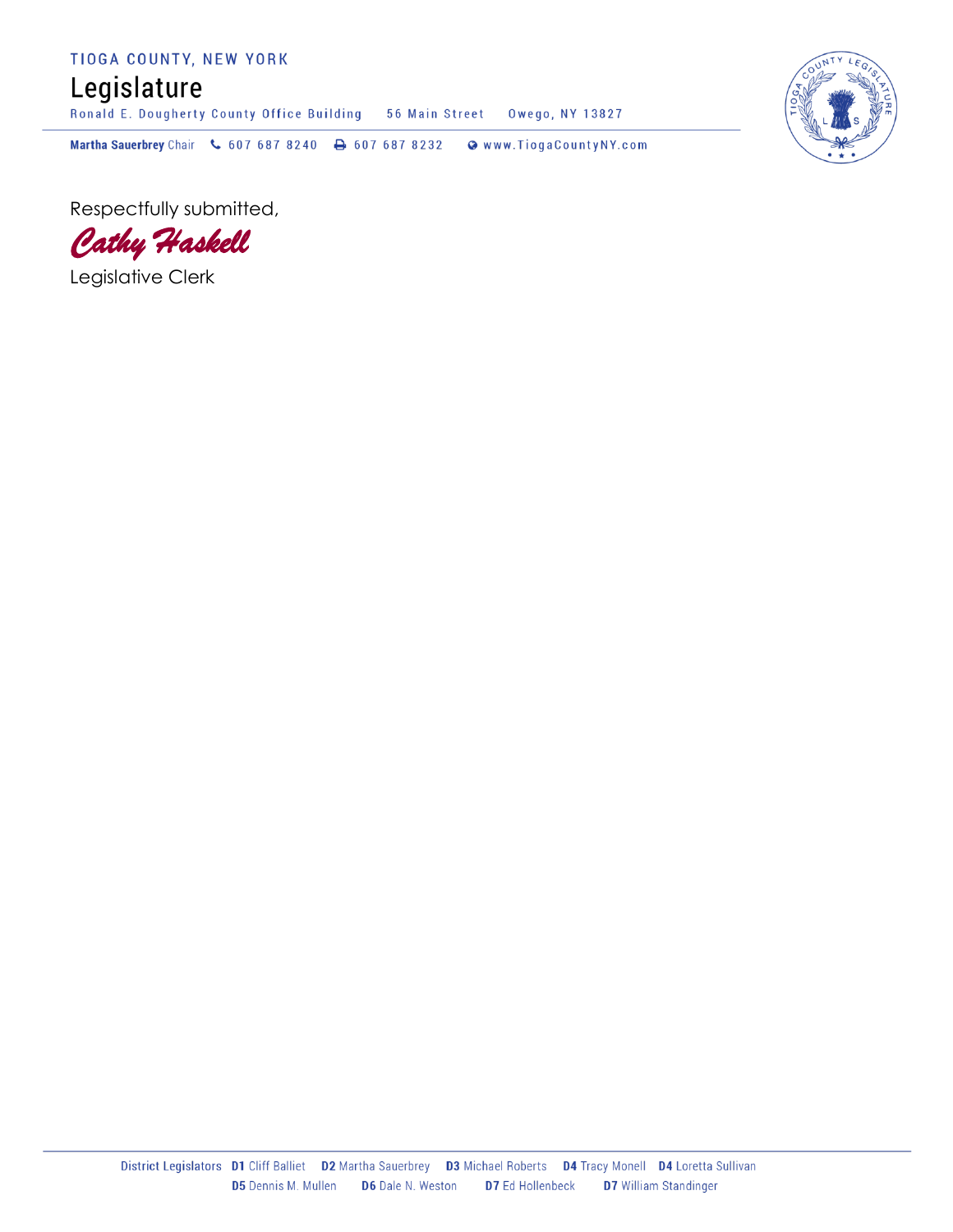Respectfully submitted,

*Cathy Haskell*

Legislative Clerk